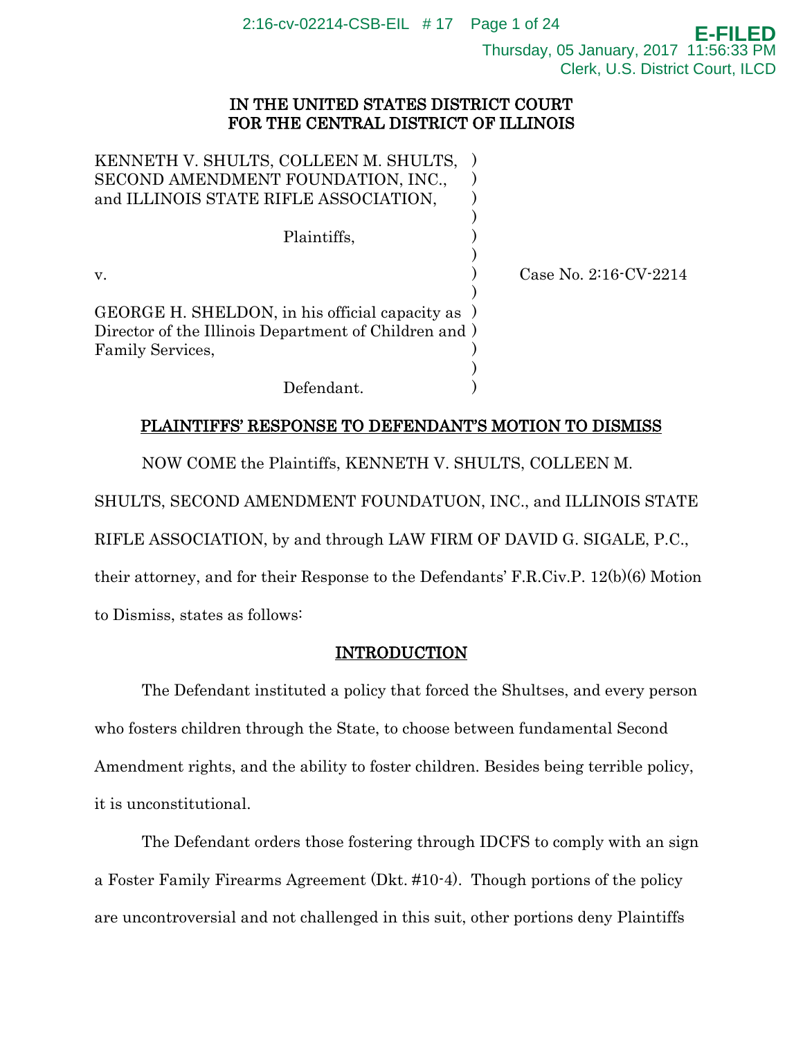IN THE UNITED STATES DISTRICT COURT
FOR THE CENTRAL DISTRICT OF ILLINOIS

KENNETH V. SHULTS, COLLEEN M. SHULTS, SECOND AMENDMENT FOUNDATION, INC., and ILLINOIS STATE RIFLE ASSOCIATION,

Plaintiffs,

v.

GEORGE H. SHELDON, in his official capacity as Director of the Illinois Department of Children and Family Services,

Defendant.

Case No. 2:16-CV-2214

## PLAINTIFFS' RESPONSE TO DEFENDANT'S MOTION TO DISMISS

NOW COME the Plaintiffs, KENNETH V. SHULTS, COLLEEN M. SHULTS, SECOND AMENDMENT FOUNDATUON, INC., and ILLINOIS STATE RIFLE ASSOCIATION, by and through LAW FIRM OF DAVID G. SIGALE, P.C., their attorney, and for their Response to the Defendants' F.R.Civ.P. 12(b)(6) Motion to Dismiss, states as follows:

## INTRODUCTION

The Defendant instituted a policy that forced the Shultses, and every person who fosters children through the State, to choose between fundamental Second Amendment rights, and the ability to foster children. Besides being terrible policy, it is unconstitutional.

The Defendant orders those fostering through IDCFS to comply with an sign a Foster Family Firearms Agreement (Dkt. #10-4). Though portions of the policy are uncontroversial and not challenged in this suit, other portions deny Plaintiffs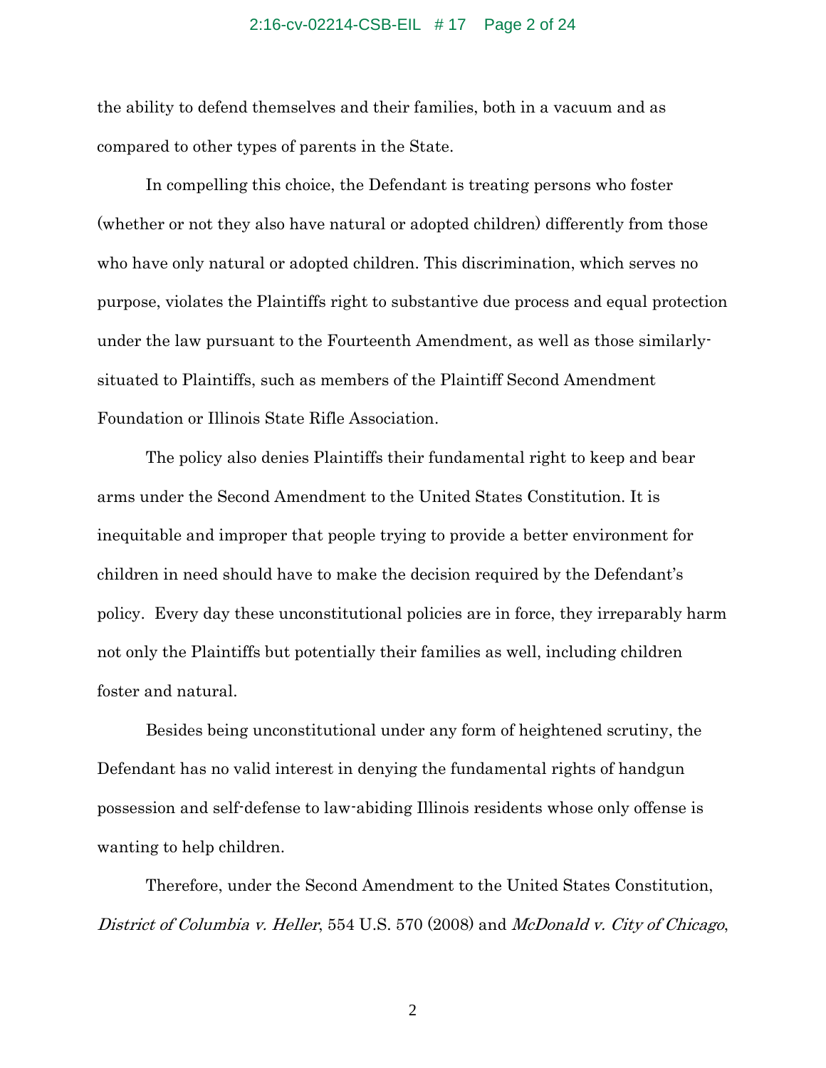the ability to defend themselves and their families, both in a vacuum and as compared to other types of parents in the State.

In compelling this choice, the Defendant is treating persons who foster (whether or not they also have natural or adopted children) differently from those who have only natural or adopted children. This discrimination, which serves no purpose, violates the Plaintiffs right to substantive due process and equal protection under the law pursuant to the Fourteenth Amendment, as well as those similarly-situated to Plaintiffs, such as members of the Plaintiff Second Amendment Foundation or Illinois State Rifle Association.

The policy also denies Plaintiffs their fundamental right to keep and bear arms under the Second Amendment to the United States Constitution. It is inequitable and improper that people trying to provide a better environment for children in need should have to make the decision required by the Defendant's policy. Every day these unconstitutional policies are in force, they irreparably harm not only the Plaintiffs but potentially their families as well, including children foster and natural.

Besides being unconstitutional under any form of heightened scrutiny, the Defendant has no valid interest in denying the fundamental rights of handgun possession and self-defense to law-abiding Illinois residents whose only offense is wanting to help children.

Therefore, under the Second Amendment to the United States Constitution, *District of Columbia v. Heller*, 554 U.S. 570 (2008) and *McDonald v. City of Chicago*,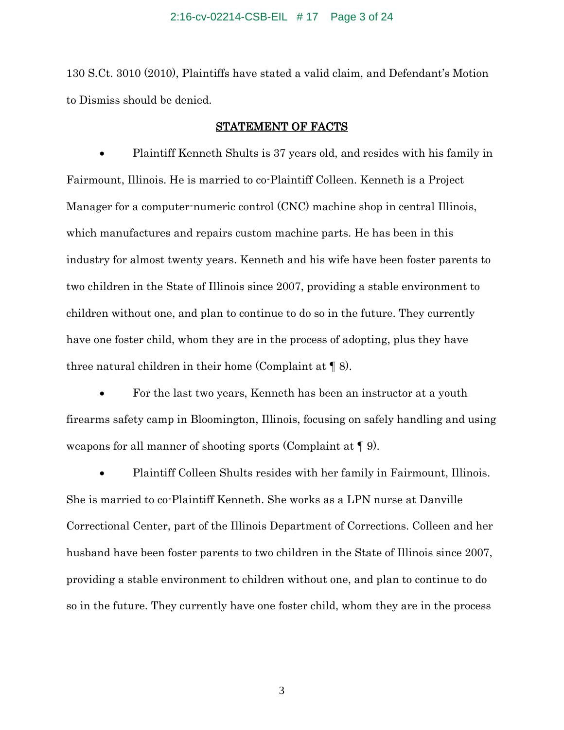130 S.Ct. 3010 (2010), Plaintiffs have stated a valid claim, and Defendant's Motion to Dismiss should be denied.

## STATEMENT OF FACTS

- Plaintiff Kenneth Shults is 37 years old, and resides with his family in Fairmount, Illinois. He is married to co-Plaintiff Colleen. Kenneth is a Project Manager for a computer-numeric control (CNC) machine shop in central Illinois, which manufactures and repairs custom machine parts. He has been in this industry for almost twenty years. Kenneth and his wife have been foster parents to two children in the State of Illinois since 2007, providing a stable environment to children without one, and plan to continue to do so in the future. They currently have one foster child, whom they are in the process of adopting, plus they have three natural children in their home (Complaint at ¶ 8).

- For the last two years, Kenneth has been an instructor at a youth firearms safety camp in Bloomington, Illinois, focusing on safely handling and using weapons for all manner of shooting sports (Complaint at ¶ 9).

- Plaintiff Colleen Shults resides with her family in Fairmount, Illinois. She is married to co-Plaintiff Kenneth. She works as a LPN nurse at Danville Correctional Center, part of the Illinois Department of Corrections. Colleen and her husband have been foster parents to two children in the State of Illinois since 2007, providing a stable environment to children without one, and plan to continue to do so in the future. They currently have one foster child, whom they are in the process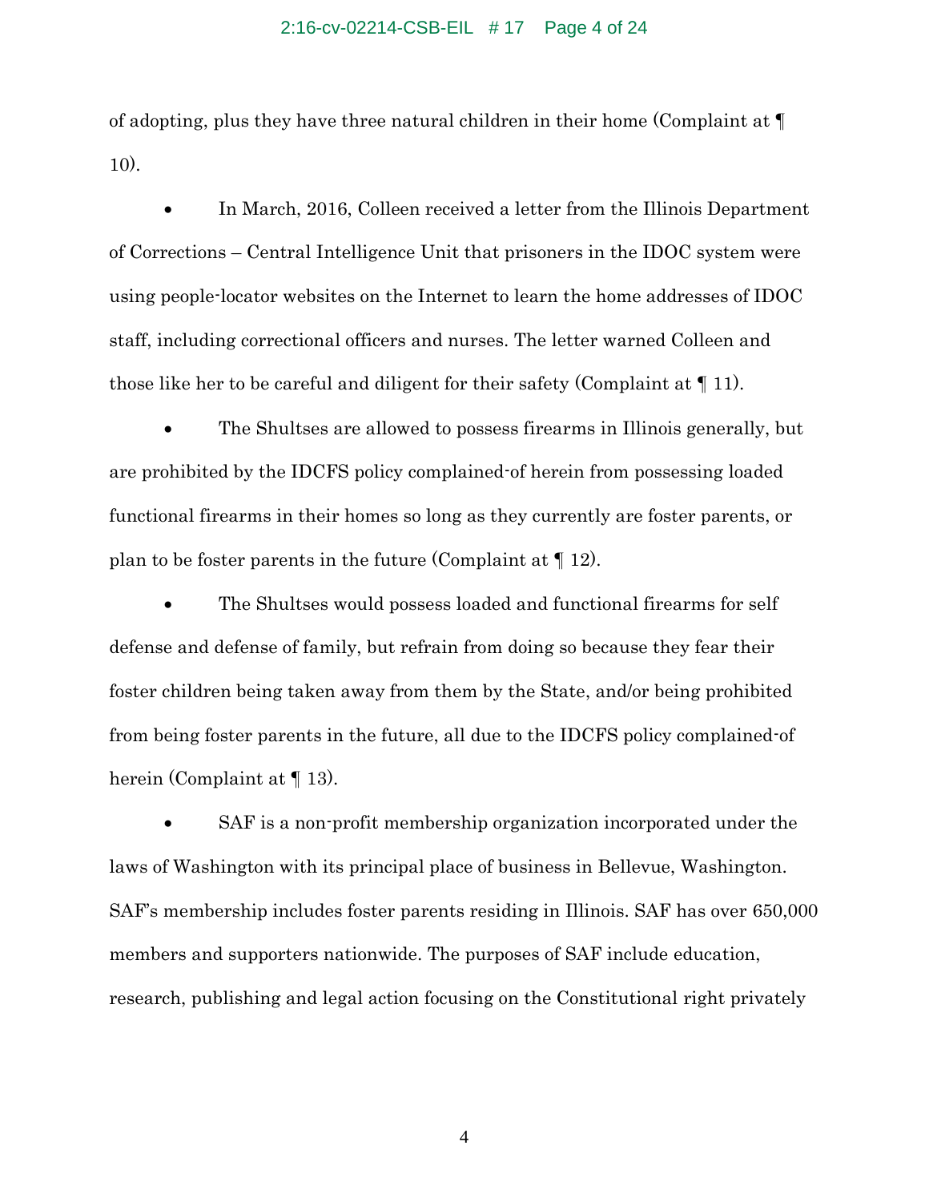of adopting, plus they have three natural children in their home (Complaint at ¶ 10).

- In March, 2016, Colleen received a letter from the Illinois Department of Corrections – Central Intelligence Unit that prisoners in the IDOC system were using people-locator websites on the Internet to learn the home addresses of IDOC staff, including correctional officers and nurses. The letter warned Colleen and those like her to be careful and diligent for their safety (Complaint at ¶ 11).

- The Shultses are allowed to possess firearms in Illinois generally, but are prohibited by the IDCFS policy complained-of herein from possessing loaded functional firearms in their homes so long as they currently are foster parents, or plan to be foster parents in the future (Complaint at ¶ 12).

- The Shultses would possess loaded and functional firearms for self defense and defense of family, but refrain from doing so because they fear their foster children being taken away from them by the State, and/or being prohibited from being foster parents in the future, all due to the IDCFS policy complained-of herein (Complaint at ¶ 13).

- SAF is a non-profit membership organization incorporated under the laws of Washington with its principal place of business in Bellevue, Washington. SAF's membership includes foster parents residing in Illinois. SAF has over 650,000 members and supporters nationwide. The purposes of SAF include education, research, publishing and legal action focusing on the Constitutional right privately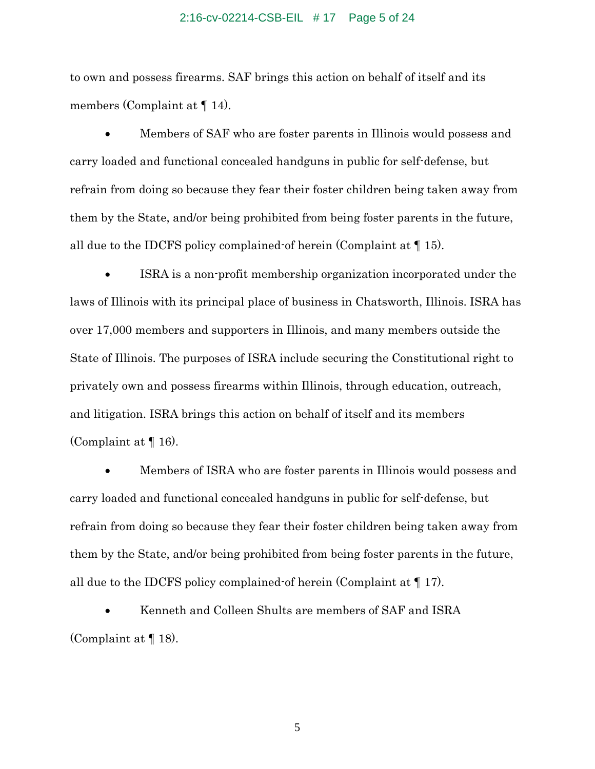to own and possess firearms. SAF brings this action on behalf of itself and its members (Complaint at ¶ 14).

- Members of SAF who are foster parents in Illinois would possess and carry loaded and functional concealed handguns in public for self-defense, but refrain from doing so because they fear their foster children being taken away from them by the State, and/or being prohibited from being foster parents in the future, all due to the IDCFS policy complained-of herein (Complaint at ¶ 15).

- ISRA is a non-profit membership organization incorporated under the laws of Illinois with its principal place of business in Chatsworth, Illinois. ISRA has over 17,000 members and supporters in Illinois, and many members outside the State of Illinois. The purposes of ISRA include securing the Constitutional right to privately own and possess firearms within Illinois, through education, outreach, and litigation. ISRA brings this action on behalf of itself and its members (Complaint at ¶ 16).

- Members of ISRA who are foster parents in Illinois would possess and carry loaded and functional concealed handguns in public for self-defense, but refrain from doing so because they fear their foster children being taken away from them by the State, and/or being prohibited from being foster parents in the future, all due to the IDCFS policy complained-of herein (Complaint at ¶ 17).

- Kenneth and Colleen Shults are members of SAF and ISRA (Complaint at ¶ 18).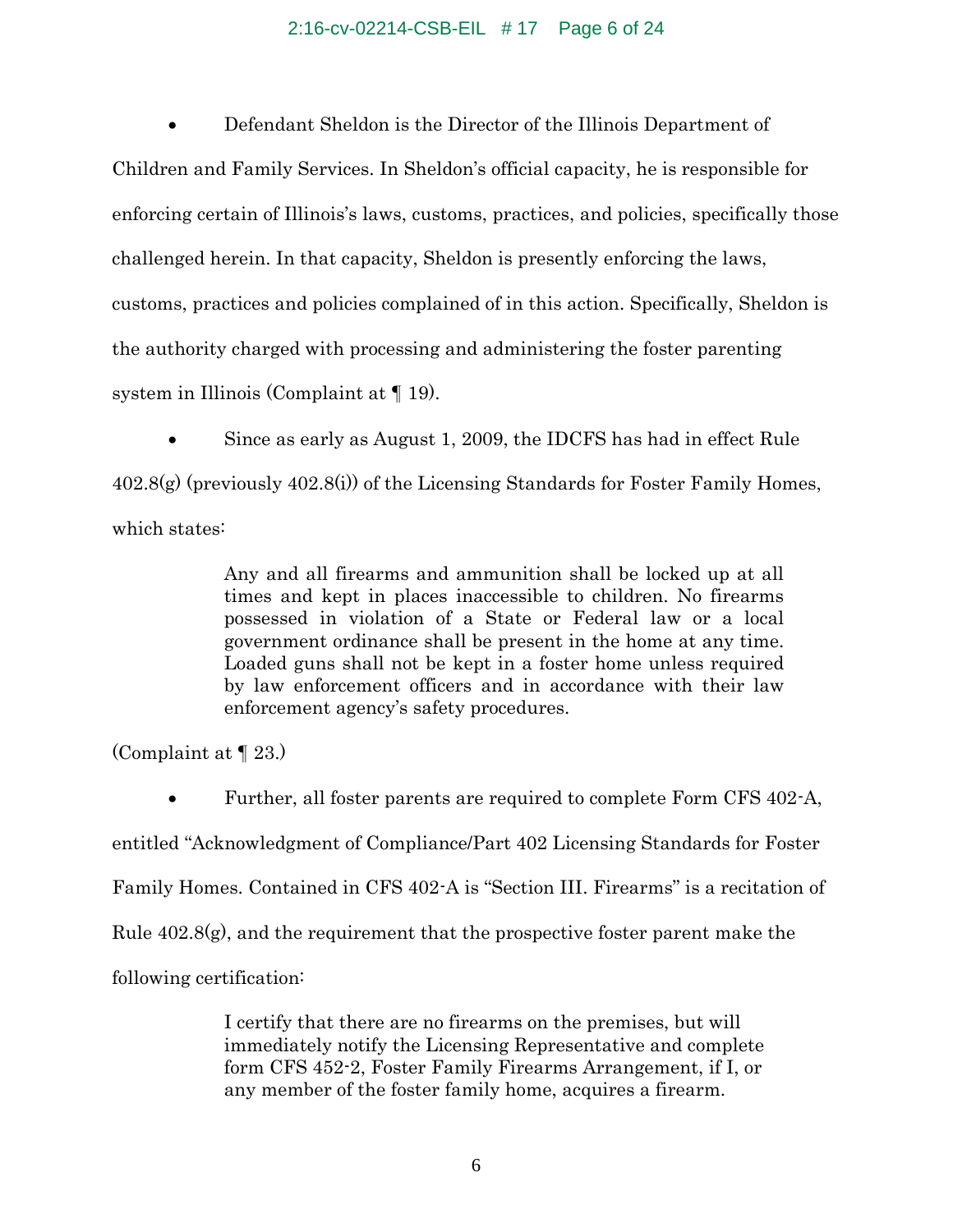- Defendant Sheldon is the Director of the Illinois Department of Children and Family Services. In Sheldon's official capacity, he is responsible for enforcing certain of Illinois's laws, customs, practices, and policies, specifically those challenged herein. In that capacity, Sheldon is presently enforcing the laws, customs, practices and policies complained of in this action. Specifically, Sheldon is the authority charged with processing and administering the foster parenting system in Illinois (Complaint at ¶ 19).

- Since as early as August 1, 2009, the IDCFS has had in effect Rule 402.8(g) (previously 402.8(i)) of the Licensing Standards for Foster Family Homes, which states:

> Any and all firearms and ammunition shall be locked up at all times and kept in places inaccessible to children. No firearms possessed in violation of a State or Federal law or a local government ordinance shall be present in the home at any time. Loaded guns shall not be kept in a foster home unless required by law enforcement officers and in accordance with their law enforcement agency's safety procedures.

(Complaint at ¶ 23.)

- Further, all foster parents are required to complete Form CFS 402-A, entitled "Acknowledgment of Compliance/Part 402 Licensing Standards for Foster Family Homes. Contained in CFS 402-A is "Section III. Firearms" is a recitation of Rule 402.8(g), and the requirement that the prospective foster parent make the following certification:

> I certify that there are no firearms on the premises, but will immediately notify the Licensing Representative and complete form CFS 452-2, Foster Family Firearms Arrangement, if I, or any member of the foster family home, acquires a firearm.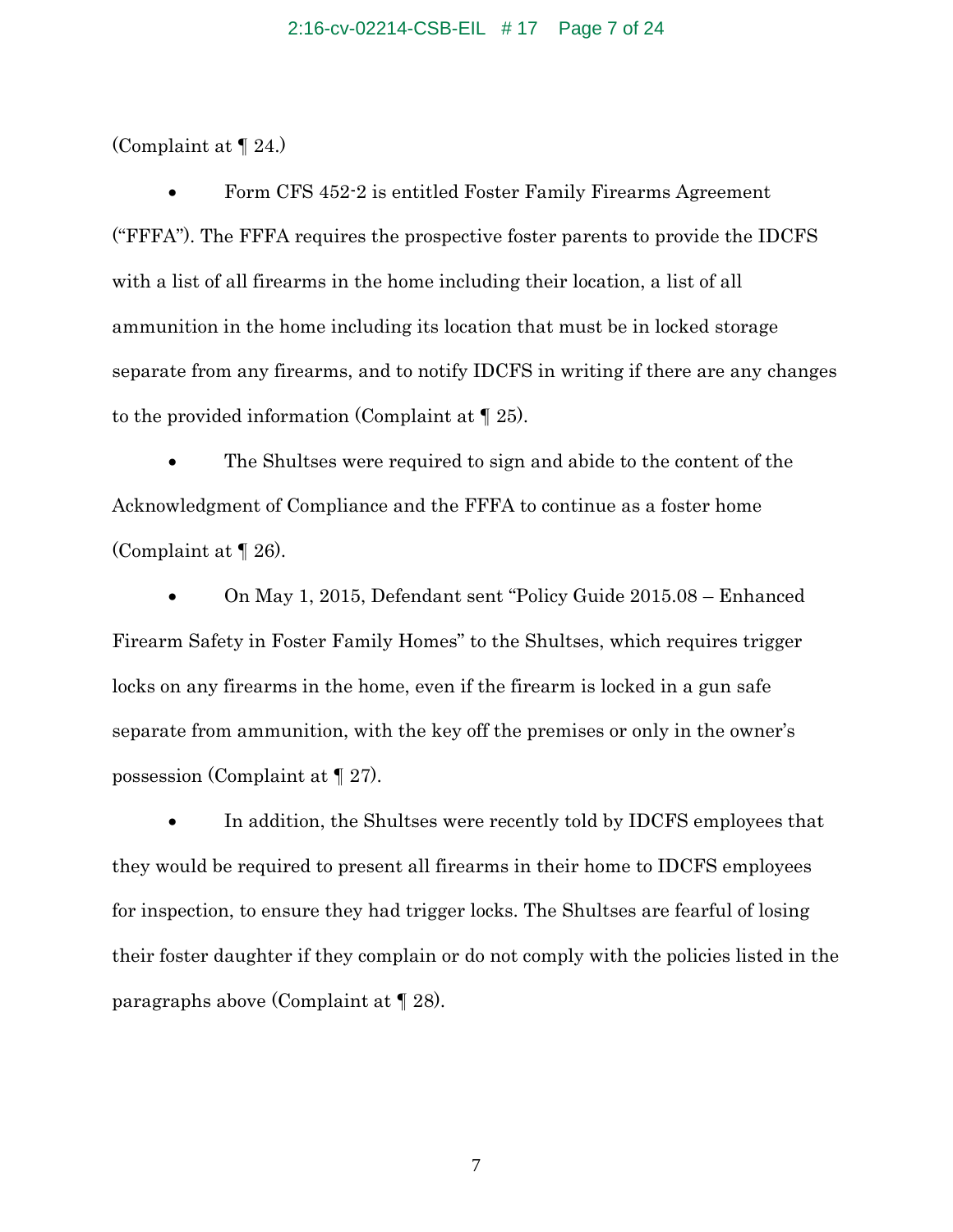(Complaint at ¶ 24.)

- Form CFS 452-2 is entitled Foster Family Firearms Agreement ("FFFA"). The FFFA requires the prospective foster parents to provide the IDCFS with a list of all firearms in the home including their location, a list of all ammunition in the home including its location that must be in locked storage separate from any firearms, and to notify IDCFS in writing if there are any changes to the provided information (Complaint at ¶ 25).

- The Shultses were required to sign and abide to the content of the Acknowledgment of Compliance and the FFFA to continue as a foster home (Complaint at ¶ 26).

- On May 1, 2015, Defendant sent "Policy Guide 2015.08 – Enhanced Firearm Safety in Foster Family Homes" to the Shultses, which requires trigger locks on any firearms in the home, even if the firearm is locked in a gun safe separate from ammunition, with the key off the premises or only in the owner's possession (Complaint at ¶ 27).

- In addition, the Shultses were recently told by IDCFS employees that they would be required to present all firearms in their home to IDCFS employees for inspection, to ensure they had trigger locks. The Shultses are fearful of losing their foster daughter if they complain or do not comply with the policies listed in the paragraphs above (Complaint at ¶ 28).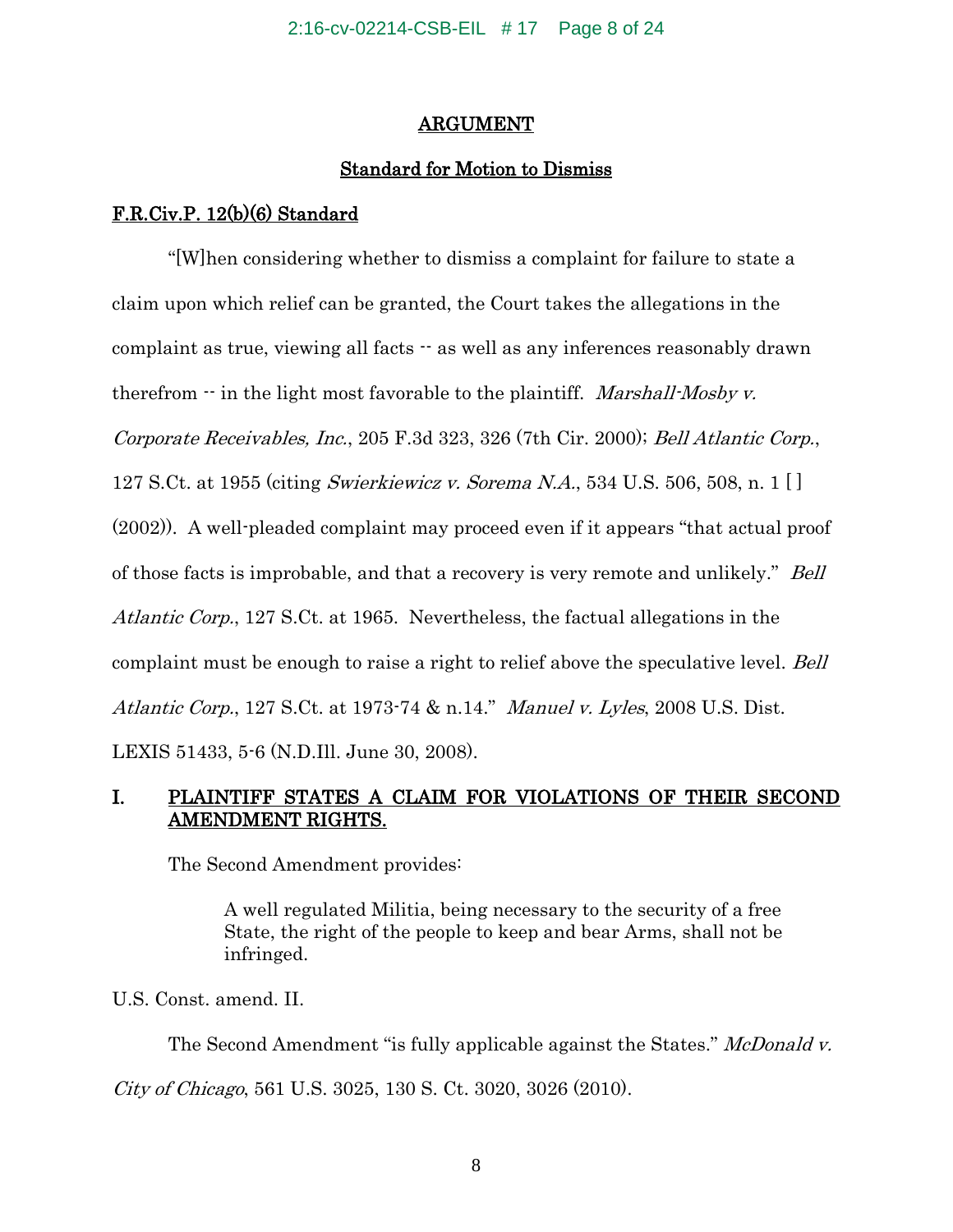## ARGUMENT

### Standard for Motion to Dismiss

### F.R.Civ.P. 12(b)(6) Standard

"[W]hen considering whether to dismiss a complaint for failure to state a claim upon which relief can be granted, the Court takes the allegations in the complaint as true, viewing all facts -- as well as any inferences reasonably drawn therefrom -- in the light most favorable to the plaintiff. *Marshall-Mosby v. Corporate Receivables, Inc.*, 205 F.3d 323, 326 (7th Cir. 2000); *Bell Atlantic Corp.*, 127 S.Ct. at 1955 (citing *Swierkiewicz v. Sorema N.A.*, 534 U.S. 506, 508, n. 1 [ ] (2002)). A well-pleaded complaint may proceed even if it appears "that actual proof of those facts is improbable, and that a recovery is very remote and unlikely." *Bell Atlantic Corp.*, 127 S.Ct. at 1965. Nevertheless, the factual allegations in the complaint must be enough to raise a right to relief above the speculative level. *Bell Atlantic Corp.*, 127 S.Ct. at 1973-74 & n.14." *Manuel v. Lyles*, 2008 U.S. Dist. LEXIS 51433, 5-6 (N.D.Ill. June 30, 2008).

## I. PLAINTIFF STATES A CLAIM FOR VIOLATIONS OF THEIR SECOND AMENDMENT RIGHTS.

The Second Amendment provides:

> A well regulated Militia, being necessary to the security of a free State, the right of the people to keep and bear Arms, shall not be infringed.

U.S. Const. amend. II.

The Second Amendment "is fully applicable against the States." *McDonald v. City of Chicago*, 561 U.S. 3025, 130 S. Ct. 3020, 3026 (2010).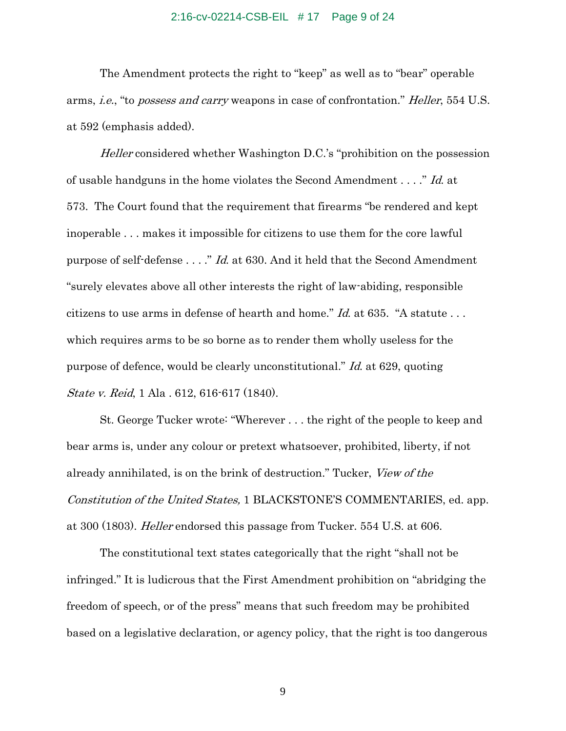The Amendment protects the right to "keep" as well as to "bear" operable arms, *i.e.*, "to *possess and carry* weapons in case of confrontation." *Heller*, 554 U.S. at 592 (emphasis added).

*Heller* considered whether Washington D.C.'s "prohibition on the possession of usable handguns in the home violates the Second Amendment . . . ." *Id.* at 573. The Court found that the requirement that firearms "be rendered and kept inoperable . . . makes it impossible for citizens to use them for the core lawful purpose of self-defense . . . ." *Id.* at 630. And it held that the Second Amendment "surely elevates above all other interests the right of law-abiding, responsible citizens to use arms in defense of hearth and home." *Id.* at 635. "A statute . . . which requires arms to be so borne as to render them wholly useless for the purpose of defence, would be clearly unconstitutional." *Id.* at 629, quoting *State v. Reid*, 1 Ala . 612, 616-617 (1840).

St. George Tucker wrote: "Wherever . . . the right of the people to keep and bear arms is, under any colour or pretext whatsoever, prohibited, liberty, if not already annihilated, is on the brink of destruction." Tucker, *View of the Constitution of the United States,* 1 BLACKSTONE'S COMMENTARIES, ed. app. at 300 (1803). *Heller* endorsed this passage from Tucker. 554 U.S. at 606.

The constitutional text states categorically that the right "shall not be infringed." It is ludicrous that the First Amendment prohibition on "abridging the freedom of speech, or of the press" means that such freedom may be prohibited based on a legislative declaration, or agency policy, that the right is too dangerous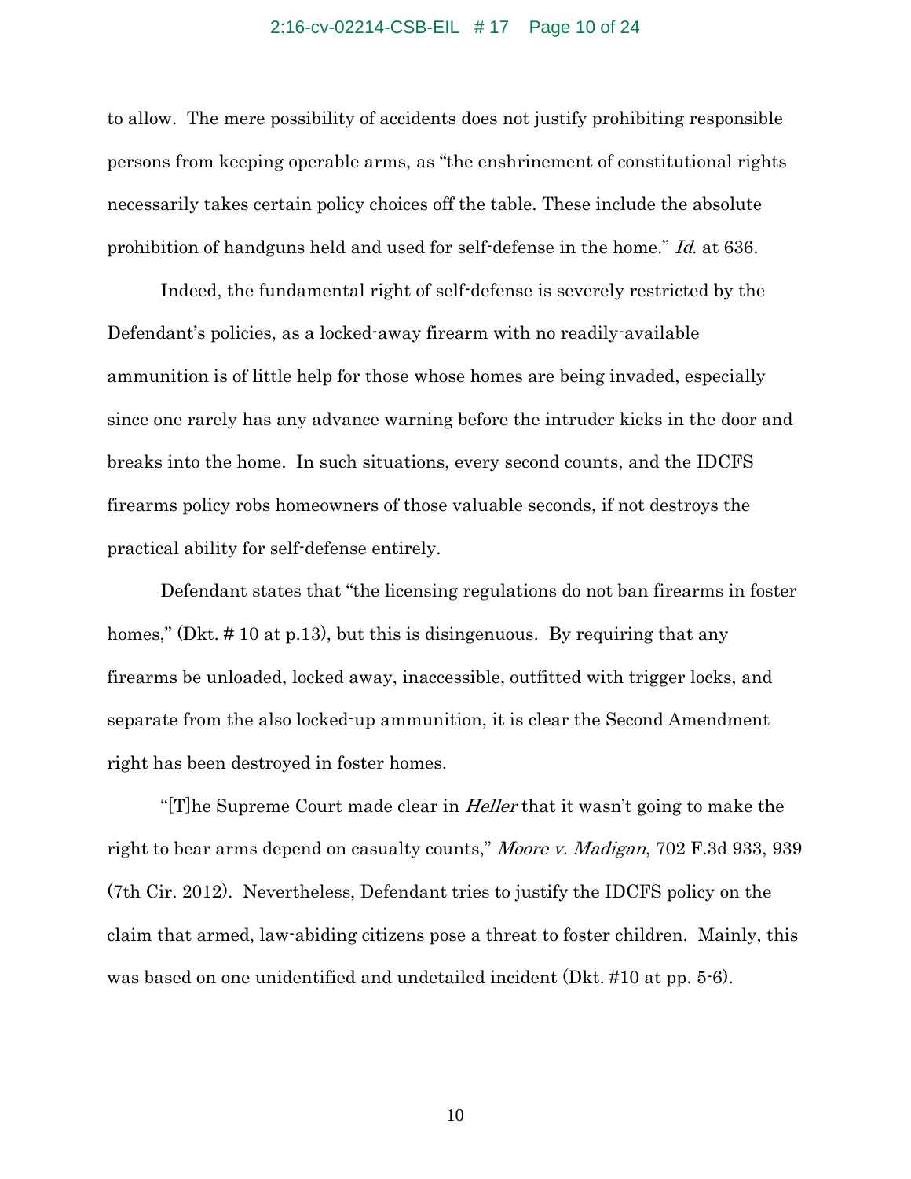to allow. The mere possibility of accidents does not justify prohibiting responsible persons from keeping operable arms, as "the enshrinement of constitutional rights necessarily takes certain policy choices off the table. These include the absolute prohibition of handguns held and used for self-defense in the home." *Id.* at 636.

Indeed, the fundamental right of self-defense is severely restricted by the Defendant's policies, as a locked-away firearm with no readily-available ammunition is of little help for those whose homes are being invaded, especially since one rarely has any advance warning before the intruder kicks in the door and breaks into the home. In such situations, every second counts, and the IDCFS firearms policy robs homeowners of those valuable seconds, if not destroys the practical ability for self-defense entirely.

Defendant states that "the licensing regulations do not ban firearms in foster homes," (Dkt. # 10 at p.13), but this is disingenuous. By requiring that any firearms be unloaded, locked away, inaccessible, outfitted with trigger locks, and separate from the also locked-up ammunition, it is clear the Second Amendment right has been destroyed in foster homes.

"[T]he Supreme Court made clear in *Heller* that it wasn't going to make the right to bear arms depend on casualty counts," *Moore v. Madigan*, 702 F.3d 933, 939 (7th Cir. 2012). Nevertheless, Defendant tries to justify the IDCFS policy on the claim that armed, law-abiding citizens pose a threat to foster children. Mainly, this was based on one unidentified and undetailed incident (Dkt. #10 at pp. 5-6).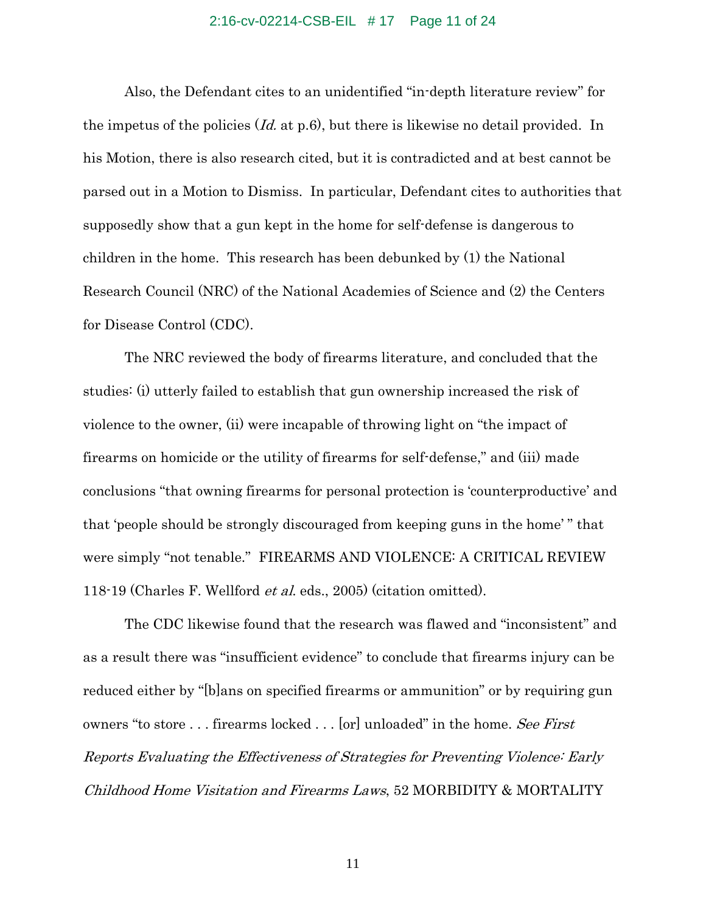Also, the Defendant cites to an unidentified "in-depth literature review" for the impetus of the policies (*Id.* at p.6), but there is likewise no detail provided. In his Motion, there is also research cited, but it is contradicted and at best cannot be parsed out in a Motion to Dismiss. In particular, Defendant cites to authorities that supposedly show that a gun kept in the home for self-defense is dangerous to children in the home. This research has been debunked by (1) the National Research Council (NRC) of the National Academies of Science and (2) the Centers for Disease Control (CDC).

The NRC reviewed the body of firearms literature, and concluded that the studies: (i) utterly failed to establish that gun ownership increased the risk of violence to the owner, (ii) were incapable of throwing light on "the impact of firearms on homicide or the utility of firearms for self-defense," and (iii) made conclusions "that owning firearms for personal protection is 'counterproductive' and that 'people should be strongly discouraged from keeping guns in the home' " that were simply "not tenable." FIREARMS AND VIOLENCE: A CRITICAL REVIEW 118-19 (Charles F. Wellford *et al.* eds., 2005) (citation omitted).

The CDC likewise found that the research was flawed and "inconsistent" and as a result there was "insufficient evidence" to conclude that firearms injury can be reduced either by "[b]ans on specified firearms or ammunition" or by requiring gun owners "to store . . . firearms locked . . . [or] unloaded" in the home. *See First Reports Evaluating the Effectiveness of Strategies for Preventing Violence: Early Childhood Home Visitation and Firearms Laws*, 52 MORBIDITY & MORTALITY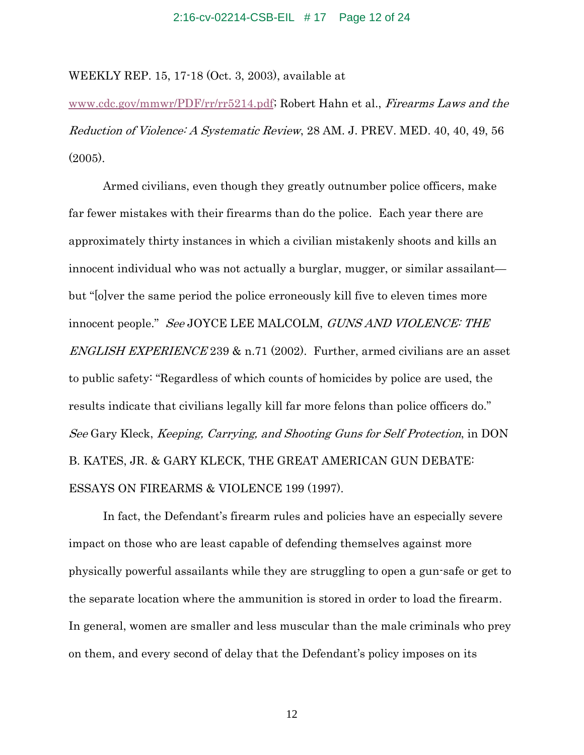WEEKLY REP. 15, 17-18 (Oct. 3, 2003), available at www.cdc.gov/mmwr/PDF/rr/rr5214.pdf; Robert Hahn et al., *Firearms Laws and the Reduction of Violence: A Systematic Review*, 28 AM. J. PREV. MED. 40, 40, 49, 56 (2005).

Armed civilians, even though they greatly outnumber police officers, make far fewer mistakes with their firearms than do the police. Each year there are approximately thirty instances in which a civilian mistakenly shoots and kills an innocent individual who was not actually a burglar, mugger, or similar assailant—but "[o]ver the same period the police erroneously kill five to eleven times more innocent people." *See* JOYCE LEE MALCOLM, *GUNS AND VIOLENCE: THE ENGLISH EXPERIENCE* 239 & n.71 (2002). Further, armed civilians are an asset to public safety: "Regardless of which counts of homicides by police are used, the results indicate that civilians legally kill far more felons than police officers do." *See* Gary Kleck, *Keeping, Carrying, and Shooting Guns for Self Protection*, in DON B. KATES, JR. & GARY KLECK, THE GREAT AMERICAN GUN DEBATE: ESSAYS ON FIREARMS & VIOLENCE 199 (1997).

In fact, the Defendant's firearm rules and policies have an especially severe impact on those who are least capable of defending themselves against more physically powerful assailants while they are struggling to open a gun-safe or get to the separate location where the ammunition is stored in order to load the firearm. In general, women are smaller and less muscular than the male criminals who prey on them, and every second of delay that the Defendant's policy imposes on its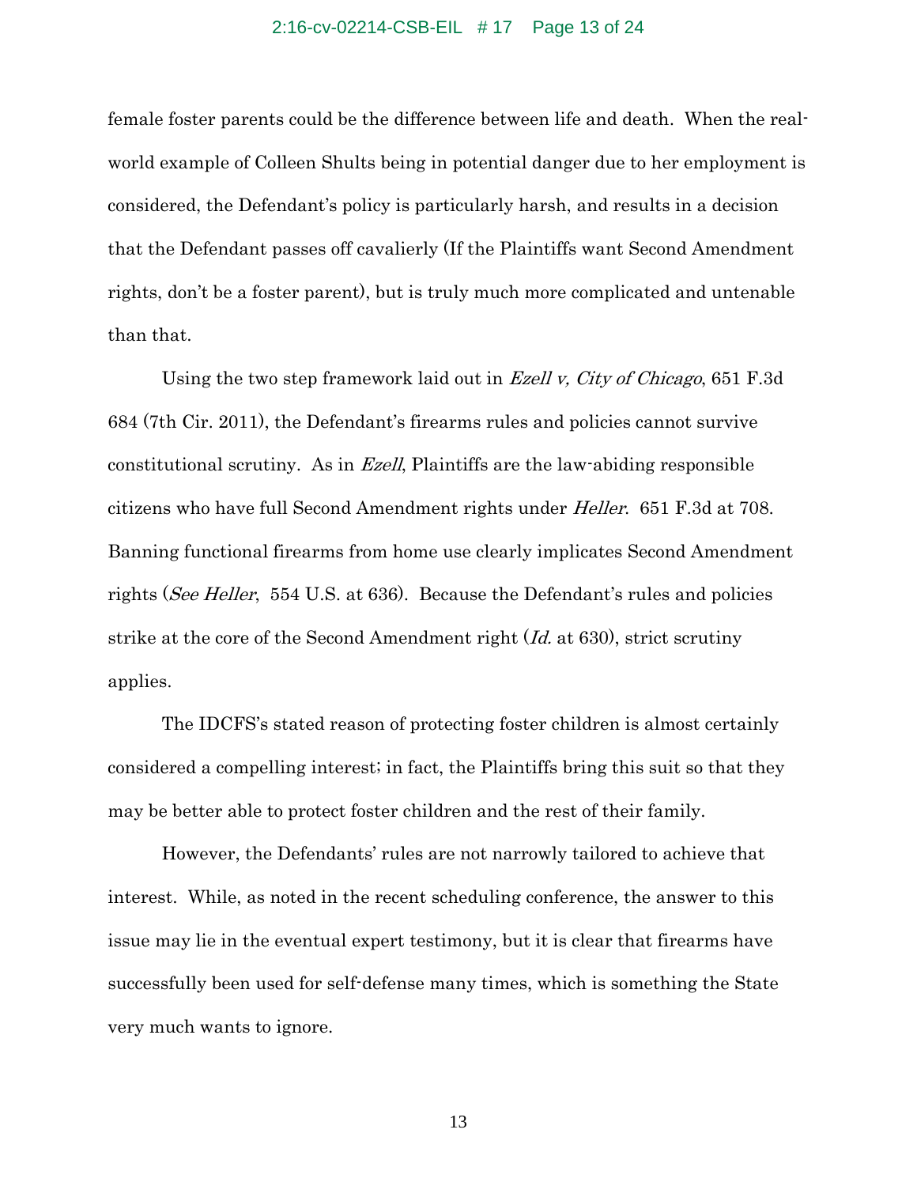female foster parents could be the difference between life and death. When the real-world example of Colleen Shults being in potential danger due to her employment is considered, the Defendant's policy is particularly harsh, and results in a decision that the Defendant passes off cavalierly (If the Plaintiffs want Second Amendment rights, don't be a foster parent), but is truly much more complicated and untenable than that.

Using the two step framework laid out in *Ezell v, City of Chicago*, 651 F.3d 684 (7th Cir. 2011), the Defendant's firearms rules and policies cannot survive constitutional scrutiny. As in *Ezell*, Plaintiffs are the law-abiding responsible citizens who have full Second Amendment rights under *Heller*. 651 F.3d at 708. Banning functional firearms from home use clearly implicates Second Amendment rights (*See Heller*, 554 U.S. at 636). Because the Defendant's rules and policies strike at the core of the Second Amendment right (*Id.* at 630), strict scrutiny applies.

The IDCFS's stated reason of protecting foster children is almost certainly considered a compelling interest; in fact, the Plaintiffs bring this suit so that they may be better able to protect foster children and the rest of their family.

However, the Defendants' rules are not narrowly tailored to achieve that interest. While, as noted in the recent scheduling conference, the answer to this issue may lie in the eventual expert testimony, but it is clear that firearms have successfully been used for self-defense many times, which is something the State very much wants to ignore.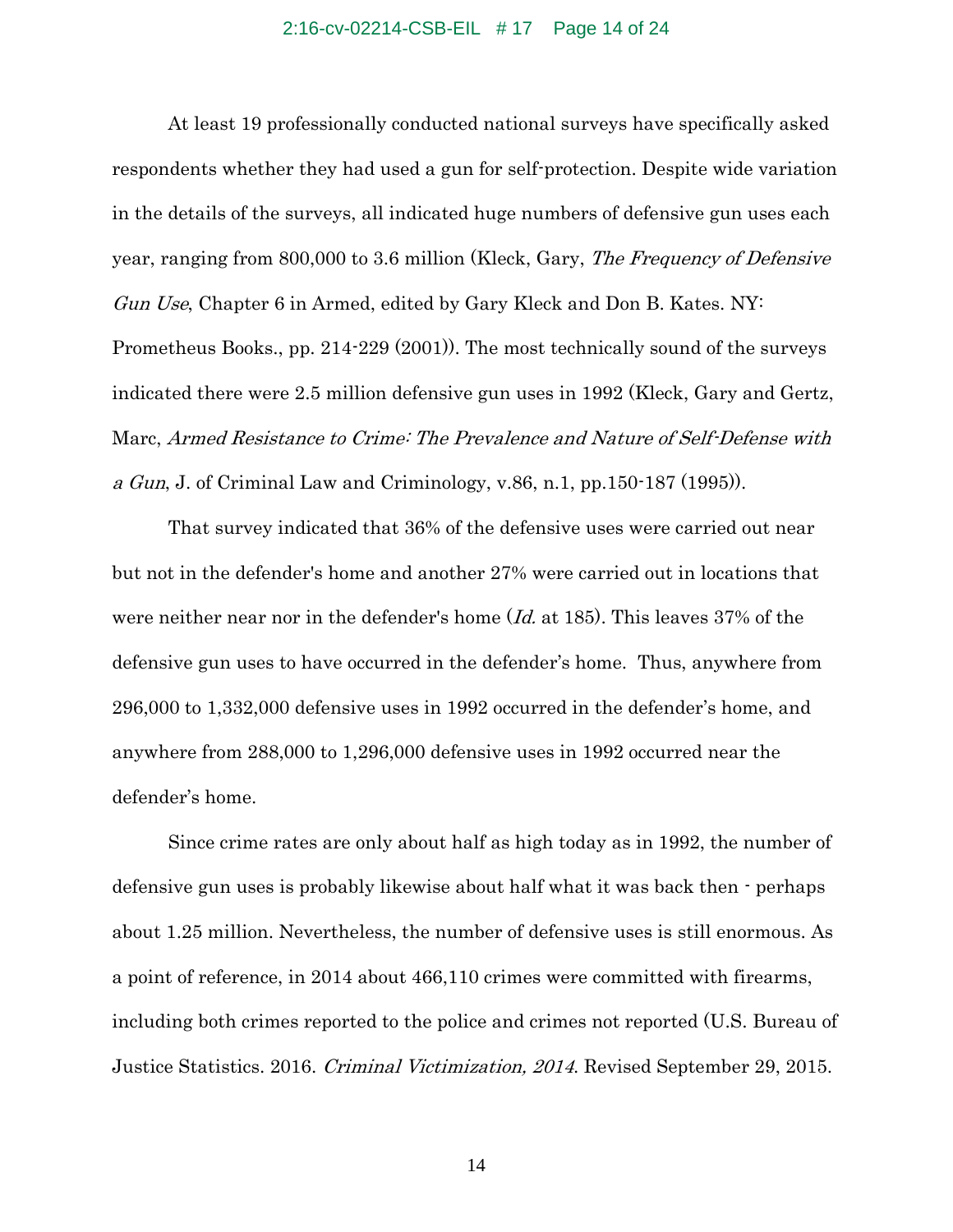At least 19 professionally conducted national surveys have specifically asked respondents whether they had used a gun for self-protection. Despite wide variation in the details of the surveys, all indicated huge numbers of defensive gun uses each year, ranging from 800,000 to 3.6 million (Kleck, Gary, *The Frequency of Defensive Gun Use*, Chapter 6 in Armed, edited by Gary Kleck and Don B. Kates. NY: Prometheus Books., pp. 214-229 (2001)). The most technically sound of the surveys indicated there were 2.5 million defensive gun uses in 1992 (Kleck, Gary and Gertz, Marc, *Armed Resistance to Crime: The Prevalence and Nature of Self-Defense with a Gun*, J. of Criminal Law and Criminology, v.86, n.1, pp.150-187 (1995)).

That survey indicated that 36% of the defensive uses were carried out near but not in the defender's home and another 27% were carried out in locations that were neither near nor in the defender's home (*Id.* at 185). This leaves 37% of the defensive gun uses to have occurred in the defender's home. Thus, anywhere from 296,000 to 1,332,000 defensive uses in 1992 occurred in the defender's home, and anywhere from 288,000 to 1,296,000 defensive uses in 1992 occurred near the defender's home.

Since crime rates are only about half as high today as in 1992, the number of defensive gun uses is probably likewise about half what it was back then - perhaps about 1.25 million. Nevertheless, the number of defensive uses is still enormous. As a point of reference, in 2014 about 466,110 crimes were committed with firearms, including both crimes reported to the police and crimes not reported (U.S. Bureau of Justice Statistics. 2016. *Criminal Victimization, 2014*. Revised September 29, 2015.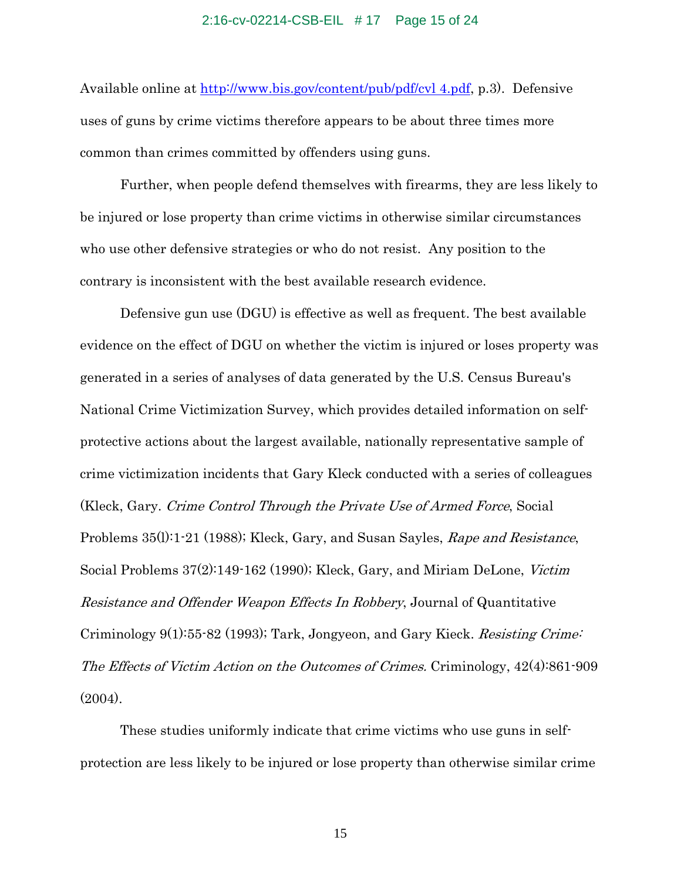Available online at [http://www.bis.gov/content/pub/pdf/cvl 4.pdf](http://www.bis.gov/content/pub/pdf/cvl 4.pdf), p.3). Defensive uses of guns by crime victims therefore appears to be about three times more common than crimes committed by offenders using guns.

Further, when people defend themselves with firearms, they are less likely to be injured or lose property than crime victims in otherwise similar circumstances who use other defensive strategies or who do not resist. Any position to the contrary is inconsistent with the best available research evidence.

Defensive gun use (DGU) is effective as well as frequent. The best available evidence on the effect of DGU on whether the victim is injured or loses property was generated in a series of analyses of data generated by the U.S. Census Bureau's National Crime Victimization Survey, which provides detailed information on self-protective actions about the largest available, nationally representative sample of crime victimization incidents that Gary Kleck conducted with a series of colleagues (Kleck, Gary. *Crime Control Through the Private Use of Armed Force*, Social Problems 35(l):1-21 (1988); Kleck, Gary, and Susan Sayles, *Rape and Resistance*, Social Problems 37(2):149-162 (1990); Kleck, Gary, and Miriam DeLone, *Victim Resistance and Offender Weapon Effects In Robbery*, Journal of Quantitative Criminology 9(1):55-82 (1993); Tark, Jongyeon, and Gary Kieck. *Resisting Crime: The Effects of Victim Action on the Outcomes of Crimes.* Criminology, 42(4):861-909 (2004).

These studies uniformly indicate that crime victims who use guns in self-protection are less likely to be injured or lose property than otherwise similar crime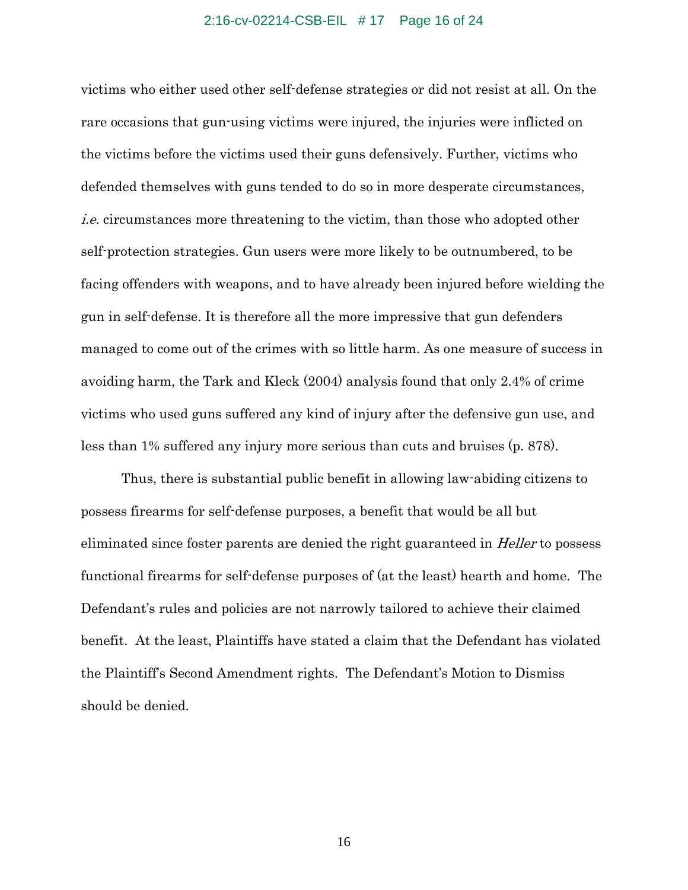victims who either used other self-defense strategies or did not resist at all. On the rare occasions that gun-using victims were injured, the injuries were inflicted on the victims before the victims used their guns defensively. Further, victims who defended themselves with guns tended to do so in more desperate circumstances, *i.e.* circumstances more threatening to the victim, than those who adopted other self-protection strategies. Gun users were more likely to be outnumbered, to be facing offenders with weapons, and to have already been injured before wielding the gun in self-defense. It is therefore all the more impressive that gun defenders managed to come out of the crimes with so little harm. As one measure of success in avoiding harm, the Tark and Kleck (2004) analysis found that only 2.4% of crime victims who used guns suffered any kind of injury after the defensive gun use, and less than 1% suffered any injury more serious than cuts and bruises (p. 878).

Thus, there is substantial public benefit in allowing law-abiding citizens to possess firearms for self-defense purposes, a benefit that would be all but eliminated since foster parents are denied the right guaranteed in *Heller* to possess functional firearms for self-defense purposes of (at the least) hearth and home. The Defendant's rules and policies are not narrowly tailored to achieve their claimed benefit. At the least, Plaintiffs have stated a claim that the Defendant has violated the Plaintiff's Second Amendment rights. The Defendant's Motion to Dismiss should be denied.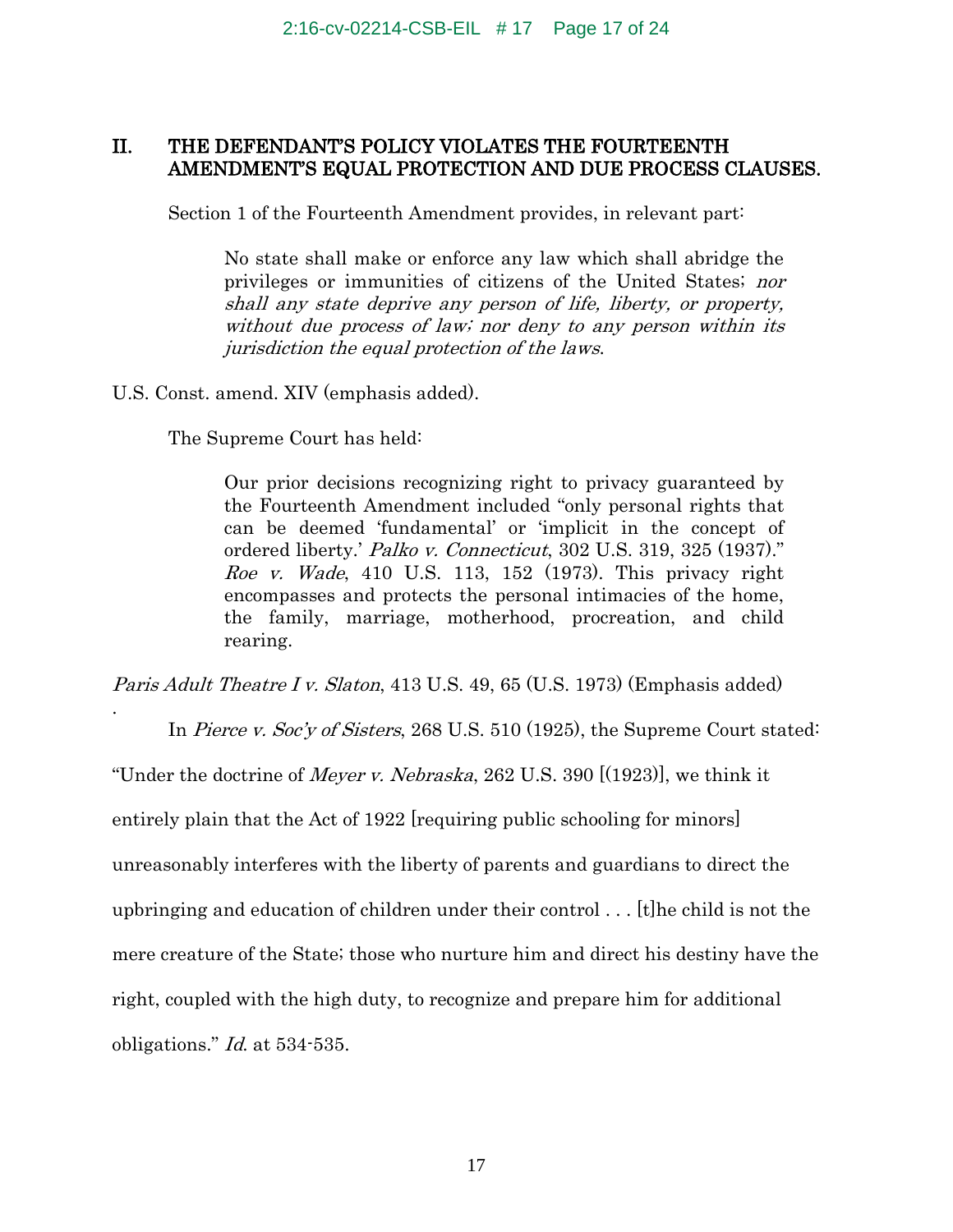## II. THE DEFENDANT'S POLICY VIOLATES THE FOURTEENTH AMENDMENT'S EQUAL PROTECTION AND DUE PROCESS CLAUSES.

Section 1 of the Fourteenth Amendment provides, in relevant part:

> No state shall make or enforce any law which shall abridge the privileges or immunities of citizens of the United States; *nor shall any state deprive any person of life, liberty, or property, without due process of law; nor deny to any person within its jurisdiction the equal protection of the laws*.

U.S. Const. amend. XIV (emphasis added).

The Supreme Court has held:

> Our prior decisions recognizing right to privacy guaranteed by the Fourteenth Amendment included "only personal rights that can be deemed 'fundamental' or 'implicit in the concept of ordered liberty.' *Palko v. Connecticut*, 302 U.S. 319, 325 (1937)." *Roe v. Wade*, 410 U.S. 113, 152 (1973). This privacy right encompasses and protects the personal intimacies of the home, the family, marriage, motherhood, procreation, and child rearing.

*Paris Adult Theatre I v. Slaton*, 413 U.S. 49, 65 (U.S. 1973) (Emphasis added)

.

In *Pierce v. Soc'y of Sisters*, 268 U.S. 510 (1925), the Supreme Court stated: "Under the doctrine of *Meyer v. Nebraska*, 262 U.S. 390 [(1923)], we think it entirely plain that the Act of 1922 [requiring public schooling for minors] unreasonably interferes with the liberty of parents and guardians to direct the upbringing and education of children under their control . . . [t]he child is not the mere creature of the State; those who nurture him and direct his destiny have the right, coupled with the high duty, to recognize and prepare him for additional obligations." *Id.* at 534-535.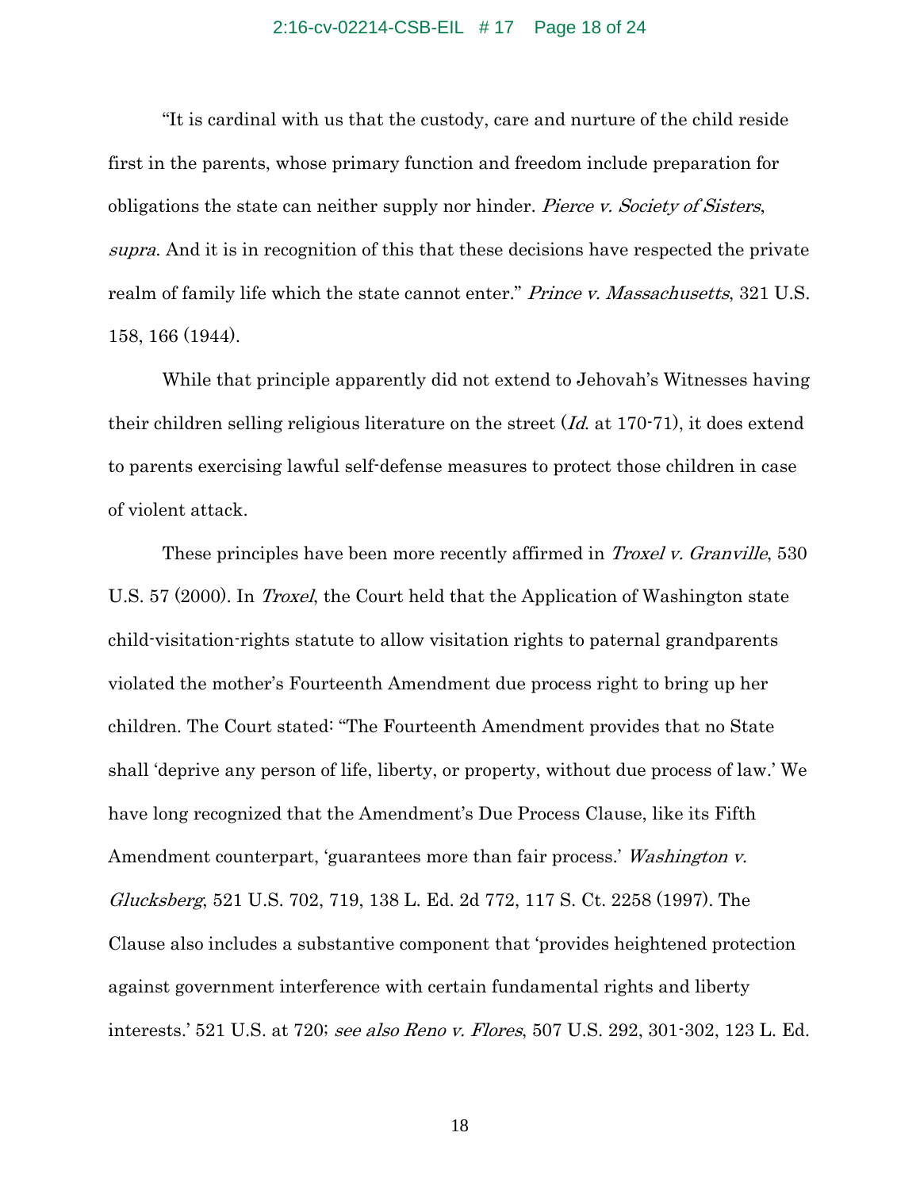"It is cardinal with us that the custody, care and nurture of the child reside first in the parents, whose primary function and freedom include preparation for obligations the state can neither supply nor hinder. *Pierce v. Society of Sisters*, *supra*. And it is in recognition of this that these decisions have respected the private realm of family life which the state cannot enter." *Prince v. Massachusetts*, 321 U.S. 158, 166 (1944).

While that principle apparently did not extend to Jehovah's Witnesses having their children selling religious literature on the street (*Id.* at 170-71), it does extend to parents exercising lawful self-defense measures to protect those children in case of violent attack.

These principles have been more recently affirmed in *Troxel v. Granville*, 530 U.S. 57 (2000). In *Troxel*, the Court held that the Application of Washington state child-visitation-rights statute to allow visitation rights to paternal grandparents violated the mother's Fourteenth Amendment due process right to bring up her children. The Court stated: "The Fourteenth Amendment provides that no State shall 'deprive any person of life, liberty, or property, without due process of law.' We have long recognized that the Amendment's Due Process Clause, like its Fifth Amendment counterpart, 'guarantees more than fair process.' *Washington v. Glucksberg*, 521 U.S. 702, 719, 138 L. Ed. 2d 772, 117 S. Ct. 2258 (1997). The Clause also includes a substantive component that 'provides heightened protection against government interference with certain fundamental rights and liberty interests.' 521 U.S. at 720; *see also Reno v. Flores*, 507 U.S. 292, 301-302, 123 L. Ed.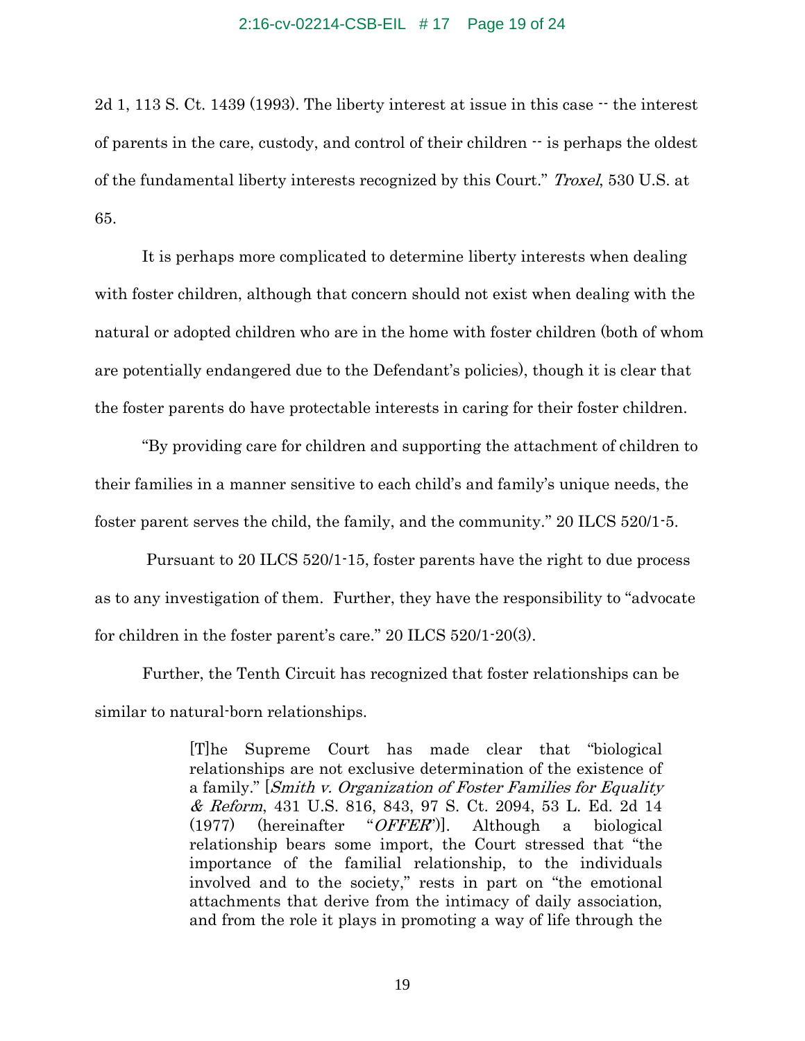2d 1, 113 S. Ct. 1439 (1993). The liberty interest at issue in this case -- the interest of parents in the care, custody, and control of their children -- is perhaps the oldest of the fundamental liberty interests recognized by this Court." *Troxel*, 530 U.S. at 65.

It is perhaps more complicated to determine liberty interests when dealing with foster children, although that concern should not exist when dealing with the natural or adopted children who are in the home with foster children (both of whom are potentially endangered due to the Defendant's policies), though it is clear that the foster parents do have protectable interests in caring for their foster children.

"By providing care for children and supporting the attachment of children to their families in a manner sensitive to each child's and family's unique needs, the foster parent serves the child, the family, and the community." 20 ILCS 520/1-5.

Pursuant to 20 ILCS 520/1-15, foster parents have the right to due process as to any investigation of them. Further, they have the responsibility to "advocate for children in the foster parent's care." 20 ILCS 520/1-20(3).

Further, the Tenth Circuit has recognized that foster relationships can be similar to natural-born relationships.

> [T]he Supreme Court has made clear that "biological relationships are not exclusive determination of the existence of a family." [*Smith v. Organization of Foster Families for Equality & Reform*, 431 U.S. 816, 843, 97 S. Ct. 2094, 53 L. Ed. 2d 14 (1977) (hereinafter "*OFFER*")]. Although a biological relationship bears some import, the Court stressed that "the importance of the familial relationship, to the individuals involved and to the society," rests in part on "the emotional attachments that derive from the intimacy of daily association, and from the role it plays in promoting a way of life through the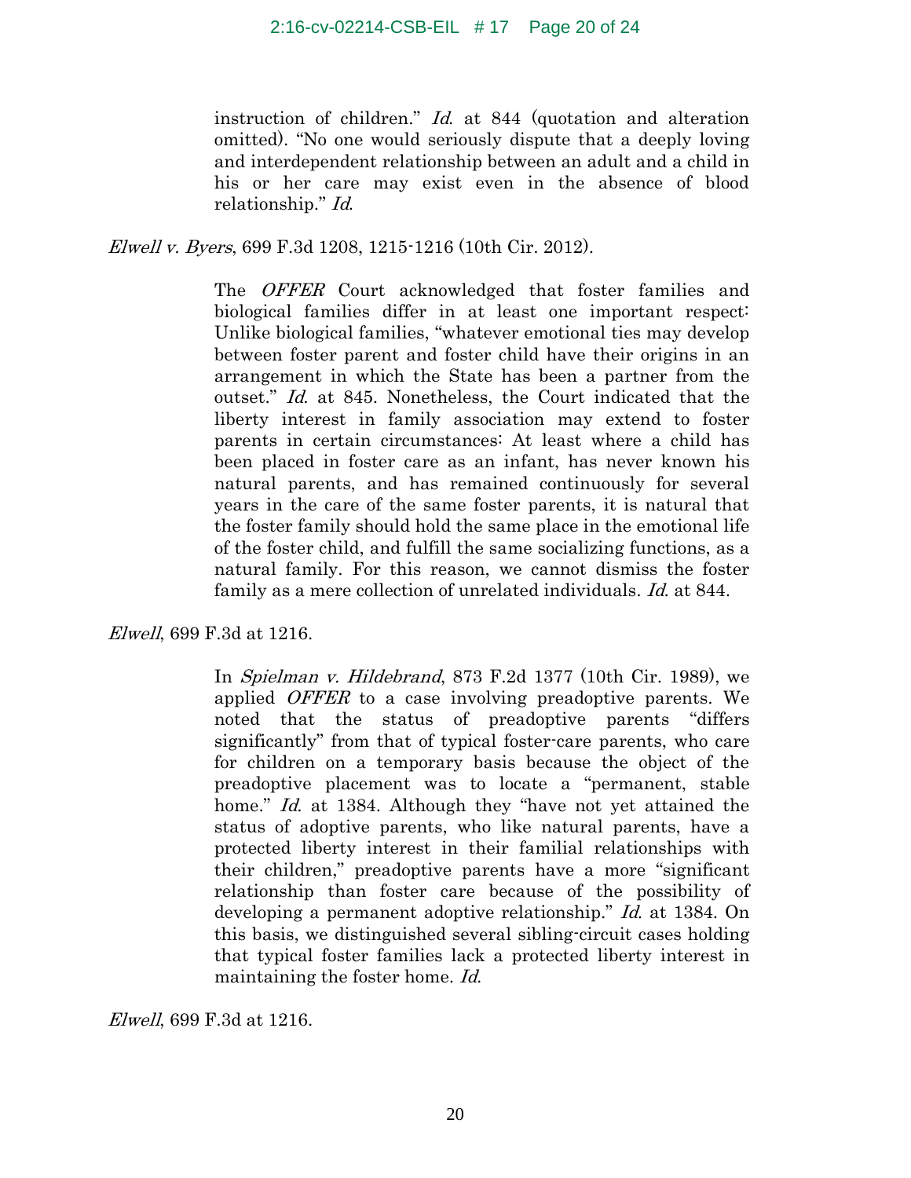> instruction of children." *Id.* at 844 (quotation and alteration omitted). "No one would seriously dispute that a deeply loving and interdependent relationship between an adult and a child in his or her care may exist even in the absence of blood relationship." *Id.*

*Elwell v. Byers*, 699 F.3d 1208, 1215-1216 (10th Cir. 2012).

> The *OFFER* Court acknowledged that foster families and biological families differ in at least one important respect: Unlike biological families, "whatever emotional ties may develop between foster parent and foster child have their origins in an arrangement in which the State has been a partner from the outset." *Id.* at 845. Nonetheless, the Court indicated that the liberty interest in family association may extend to foster parents in certain circumstances: At least where a child has been placed in foster care as an infant, has never known his natural parents, and has remained continuously for several years in the care of the same foster parents, it is natural that the foster family should hold the same place in the emotional life of the foster child, and fulfill the same socializing functions, as a natural family. For this reason, we cannot dismiss the foster family as a mere collection of unrelated individuals. *Id.* at 844.

*Elwell*, 699 F.3d at 1216.

> In *Spielman v. Hildebrand*, 873 F.2d 1377 (10th Cir. 1989), we applied *OFFER* to a case involving preadoptive parents. We noted that the status of preadoptive parents "differs significantly" from that of typical foster-care parents, who care for children on a temporary basis because the object of the preadoptive placement was to locate a "permanent, stable home." *Id.* at 1384. Although they "have not yet attained the status of adoptive parents, who like natural parents, have a protected liberty interest in their familial relationships with their children," preadoptive parents have a more "significant relationship than foster care because of the possibility of developing a permanent adoptive relationship." *Id.* at 1384. On this basis, we distinguished several sibling-circuit cases holding that typical foster families lack a protected liberty interest in maintaining the foster home. *Id.*

*Elwell*, 699 F.3d at 1216.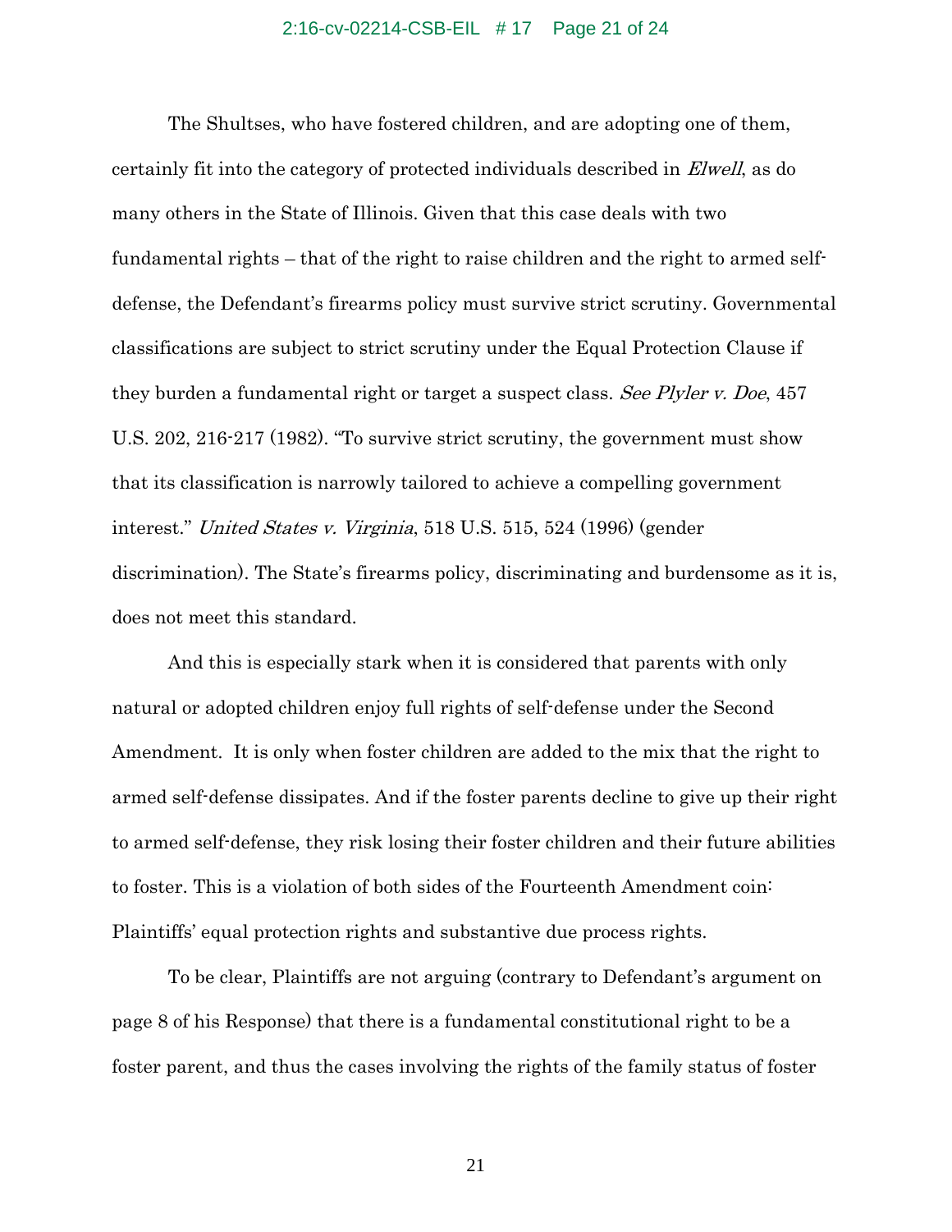The Shultses, who have fostered children, and are adopting one of them, certainly fit into the category of protected individuals described in *Elwell*, as do many others in the State of Illinois. Given that this case deals with two fundamental rights – that of the right to raise children and the right to armed self-defense, the Defendant's firearms policy must survive strict scrutiny. Governmental classifications are subject to strict scrutiny under the Equal Protection Clause if they burden a fundamental right or target a suspect class. *See Plyler v. Doe*, 457 U.S. 202, 216-217 (1982). "To survive strict scrutiny, the government must show that its classification is narrowly tailored to achieve a compelling government interest." *United States v. Virginia*, 518 U.S. 515, 524 (1996) (gender discrimination). The State's firearms policy, discriminating and burdensome as it is, does not meet this standard.

And this is especially stark when it is considered that parents with only natural or adopted children enjoy full rights of self-defense under the Second Amendment. It is only when foster children are added to the mix that the right to armed self-defense dissipates. And if the foster parents decline to give up their right to armed self-defense, they risk losing their foster children and their future abilities to foster. This is a violation of both sides of the Fourteenth Amendment coin: Plaintiffs' equal protection rights and substantive due process rights.

To be clear, Plaintiffs are not arguing (contrary to Defendant's argument on page 8 of his Response) that there is a fundamental constitutional right to be a foster parent, and thus the cases involving the rights of the family status of foster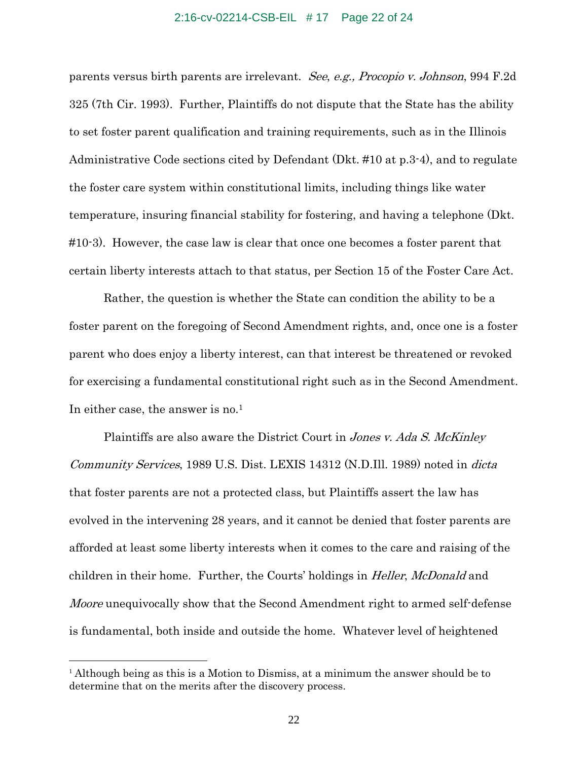parents versus birth parents are irrelevant. *See*, *e.g., Procopio v. Johnson*, 994 F.2d 325 (7th Cir. 1993). Further, Plaintiffs do not dispute that the State has the ability to set foster parent qualification and training requirements, such as in the Illinois Administrative Code sections cited by Defendant (Dkt. #10 at p.3-4), and to regulate the foster care system within constitutional limits, including things like water temperature, insuring financial stability for fostering, and having a telephone (Dkt. #10-3). However, the case law is clear that once one becomes a foster parent that certain liberty interests attach to that status, per Section 15 of the Foster Care Act.

Rather, the question is whether the State can condition the ability to be a foster parent on the foregoing of Second Amendment rights, and, once one is a foster parent who does enjoy a liberty interest, can that interest be threatened or revoked for exercising a fundamental constitutional right such as in the Second Amendment. In either case, the answer is no.[1]

Plaintiffs are also aware the District Court in *Jones v. Ada S. McKinley Community Services*, 1989 U.S. Dist. LEXIS 14312 (N.D.Ill. 1989) noted in *dicta* that foster parents are not a protected class, but Plaintiffs assert the law has evolved in the intervening 28 years, and it cannot be denied that foster parents are afforded at least some liberty interests when it comes to the care and raising of the children in their home. Further, the Courts' holdings in *Heller*, *McDonald* and *Moore* unequivocally show that the Second Amendment right to armed self-defense is fundamental, both inside and outside the home. Whatever level of heightened

---

[1] Although being as this is a Motion to Dismiss, at a minimum the answer should be to determine that on the merits after the discovery process.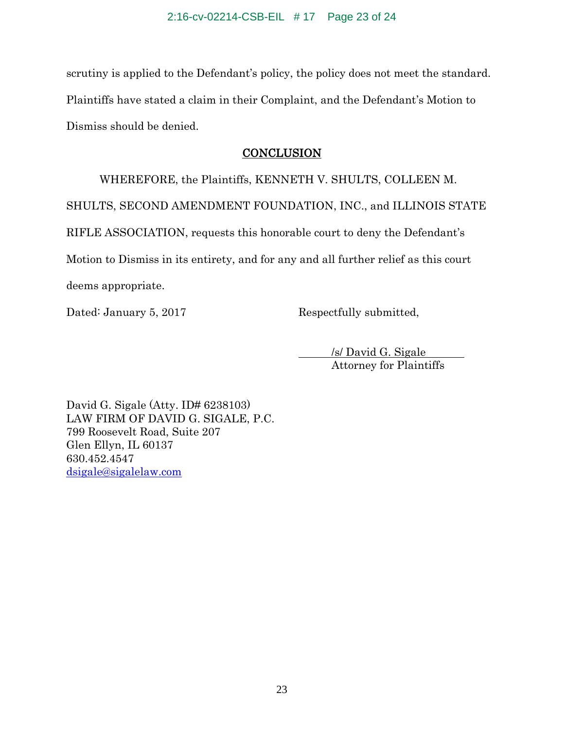scrutiny is applied to the Defendant's policy, the policy does not meet the standard. Plaintiffs have stated a claim in their Complaint, and the Defendant's Motion to Dismiss should be denied.

## CONCLUSION

WHEREFORE, the Plaintiffs, KENNETH V. SHULTS, COLLEEN M. SHULTS, SECOND AMENDMENT FOUNDATION, INC., and ILLINOIS STATE RIFLE ASSOCIATION, requests this honorable court to deny the Defendant's Motion to Dismiss in its entirety, and for any and all further relief as this court deems appropriate.

Dated: January 5, 2017

Respectfully submitted,

/s/ David G. Sigale
Attorney for Plaintiffs

David G. Sigale (Atty. ID# 6238103)
LAW FIRM OF DAVID G. SIGALE, P.C.
799 Roosevelt Road, Suite 207
Glen Ellyn, IL 60137
630.452.4547
dsigale@sigalelaw.com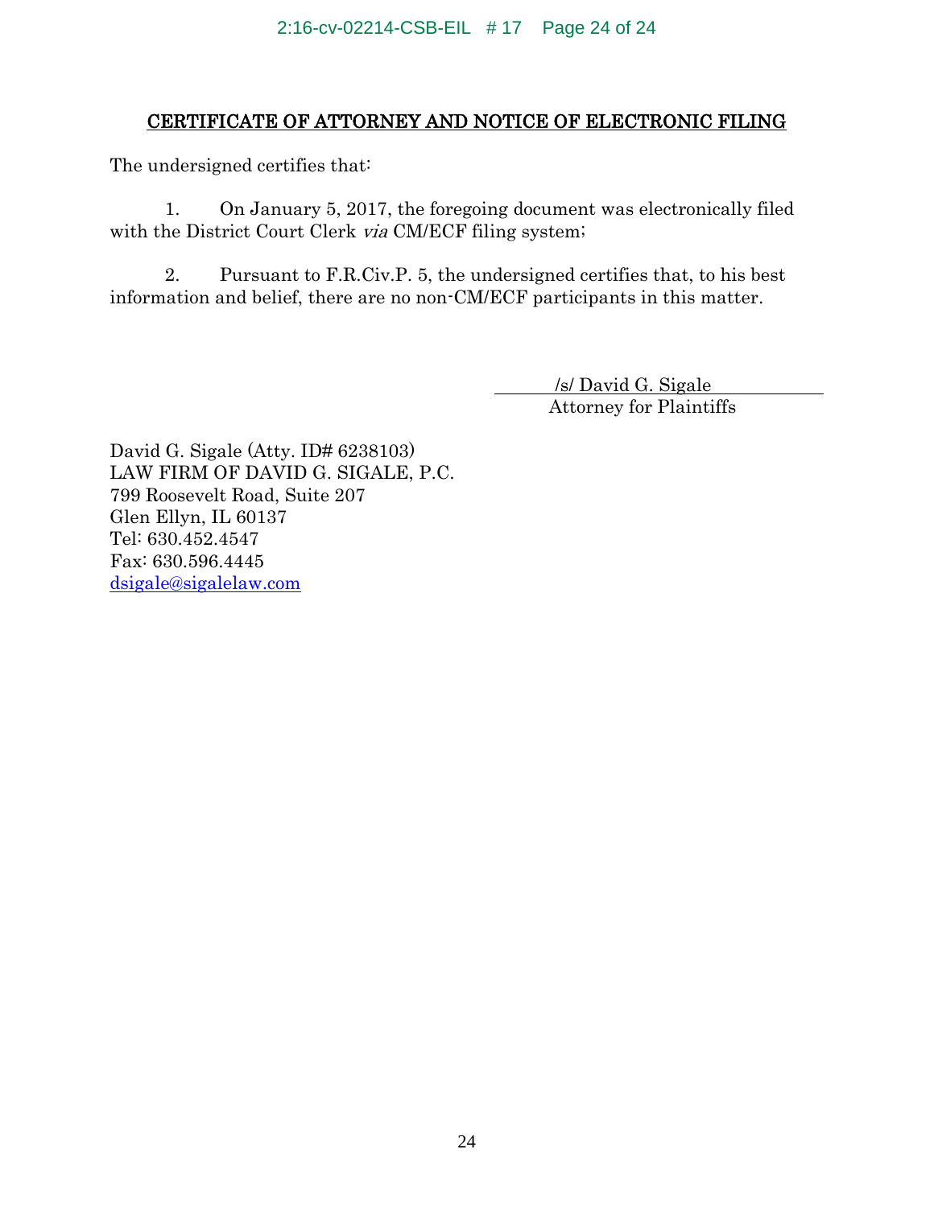## CERTIFICATE OF ATTORNEY AND NOTICE OF ELECTRONIC FILING

The undersigned certifies that:

1. On January 5, 2017, the foregoing document was electronically filed with the District Court Clerk *via* CM/ECF filing system;

2. Pursuant to F.R.Civ.P. 5, the undersigned certifies that, to his best information and belief, there are no non-CM/ECF participants in this matter.

/s/ David G. Sigale
Attorney for Plaintiffs

David G. Sigale (Atty. ID# 6238103)
LAW FIRM OF DAVID G. SIGALE, P.C.
799 Roosevelt Road, Suite 207
Glen Ellyn, IL 60137
Tel: 630.452.4547
Fax: 630.596.4445
dsigale@sigalelaw.com